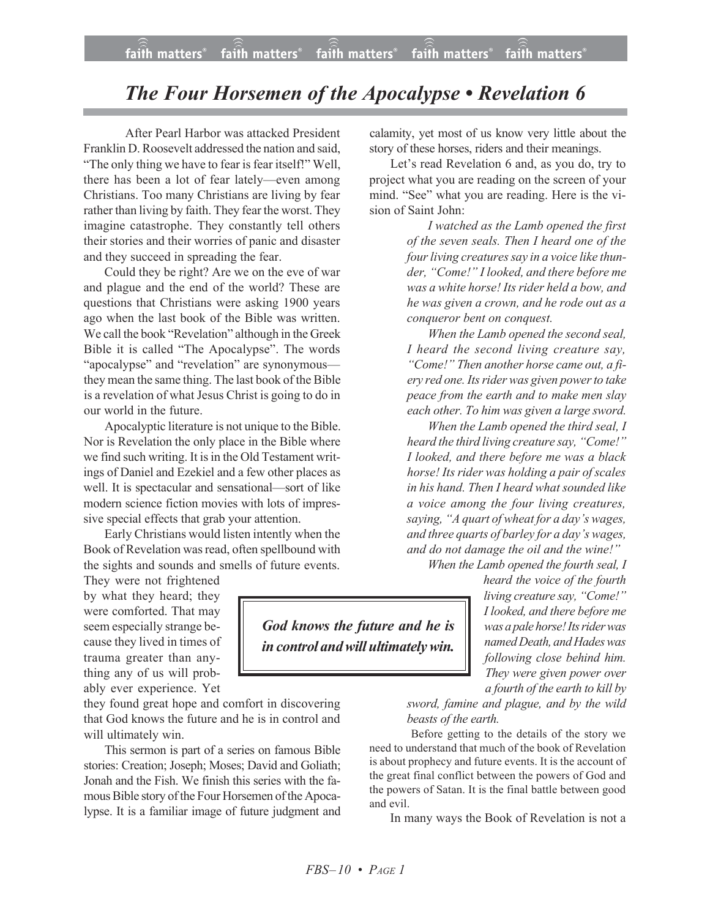# *The Four Horsemen of the Apocalypse • Revelation 6*

After Pearl Harbor was attacked President Franklin D. Roosevelt addressed the nation and said, "The only thing we have to fear is fear itself!" Well, there has been a lot of fear lately—even among Christians. Too many Christians are living by fear rather than living by faith. They fear the worst. They imagine catastrophe. They constantly tell others their stories and their worries of panic and disaster and they succeed in spreading the fear.

Could they be right? Are we on the eve of war and plague and the end of the world? These are questions that Christians were asking 1900 years ago when the last book of the Bible was written. We call the book "Revelation" although in the Greek Bible it is called "The Apocalypse". The words "apocalypse" and "revelation" are synonymous—they mean the same thing. The last book of the Bible is a revelation of what Jesus Christ is going to do in our world in the future.

Apocalyptic literature is not unique to the Bible. Nor is Revelation the only place in the Bible where we find such writing. It is in the Old Testament writings of Daniel and Ezekiel and a few other places as well. It is spectacular and sensational—sort of like modern science fiction movies with lots of impressive special effects that grab your attention.

Early Christians would listen intently when the Book of Revelation was read, often spellbound with the sights and sounds and smells of future events. They were not frightened by what they heard; they were comforted. That may seem especially strange because they lived in times of trauma greater than anything any of us will probably ever experience. Yet they found great hope and comfort in discovering that God knows the future and he is in control and will ultimately win.

> ***God knows the future and he is in control and will ultimately win.***

This sermon is part of a series on famous Bible stories: Creation; Joseph; Moses; David and Goliath; Jonah and the Fish. We finish this series with the famous Bible story of the Four Horsemen of the Apocalypse. It is a familiar image of future judgment and calamity, yet most of us know very little about the story of these horses, riders and their meanings.

Let's read Revelation 6 and, as you do, try to project what you are reading on the screen of your mind. "See" what you are reading. Here is the vision of Saint John:

> *I watched as the Lamb opened the first of the seven seals. Then I heard one of the four living creatures say in a voice like thunder, "Come!" I looked, and there before me was a white horse! Its rider held a bow, and he was given a crown, and he rode out as a conqueror bent on conquest.*
>
> *When the Lamb opened the second seal, I heard the second living creature say, "Come!" Then another horse came out, a fiery red one. Its rider was given power to take peace from the earth and to make men slay each other. To him was given a large sword.*
>
> *When the Lamb opened the third seal, I heard the third living creature say, "Come!" I looked, and there before me was a black horse! Its rider was holding a pair of scales in his hand. Then I heard what sounded like a voice among the four living creatures, saying, "A quart of wheat for a day's wages, and three quarts of barley for a day's wages, and do not damage the oil and the wine!"*
>
> *When the Lamb opened the fourth seal, I heard the voice of the fourth living creature say, "Come!" I looked, and there before me was a pale horse! Its rider was named Death, and Hades was following close behind him. They were given power over a fourth of the earth to kill by sword, famine and plague, and by the wild beasts of the earth.*

Before getting to the details of the story we need to understand that much of the book of Revelation is about prophecy and future events. It is the account of the great final conflict between the powers of God and the powers of Satan. It is the final battle between good and evil.

In many ways the Book of Revelation is not a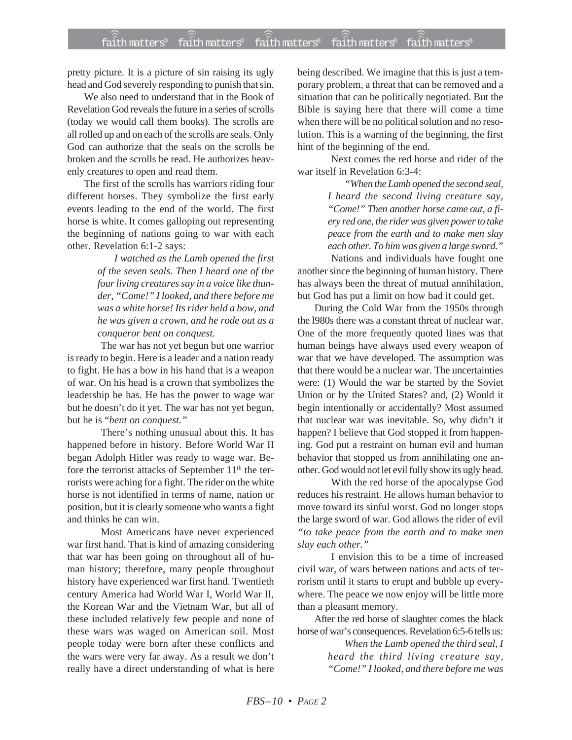pretty picture. It is a picture of sin raising its ugly head and God severely responding to punish that sin.

We also need to understand that in the Book of Revelation God reveals the future in a series of scrolls (today we would call them books). The scrolls are all rolled up and on each of the scrolls are seals. Only God can authorize that the seals on the scrolls be broken and the scrolls be read. He authorizes heavenly creatures to open and read them.

The first of the scrolls has warriors riding four different horses. They symbolize the first early events leading to the end of the world. The first horse is white. It comes galloping out representing the beginning of nations going to war with each other. Revelation 6:1-2 says:

> *I watched as the Lamb opened the first of the seven seals. Then I heard one of the four living creatures say in a voice like thunder, "Come!" I looked, and there before me was a white horse! Its rider held a bow, and he was given a crown, and he rode out as a conqueror bent on conquest.*

The war has not yet begun but one warrior is ready to begin. Here is a leader and a nation ready to fight. He has a bow in his hand that is a weapon of war. On his head is a crown that symbolizes the leadership he has. He has the power to wage war but he doesn't do it yet. The war has not yet begun, but he is "*bent on conquest.*"

There's nothing unusual about this. It has happened before in history. Before World War II began Adolph Hitler was ready to wage war. Before the terrorist attacks of September 11th the terrorists were aching for a fight. The rider on the white horse is not identified in terms of name, nation or position, but it is clearly someone who wants a fight and thinks he can win.

Most Americans have never experienced war first hand. That is kind of amazing considering that war has been going on throughout all of human history; therefore, many people throughout history have experienced war first hand. Twentieth century America had World War I, World War II, the Korean War and the Vietnam War, but all of these included relatively few people and none of these wars was waged on American soil. Most people today were born after these conflicts and the wars were very far away. As a result we don't really have a direct understanding of what is here being described. We imagine that this is just a temporary problem, a threat that can be removed and a situation that can be politically negotiated. But the Bible is saying here that there will come a time when there will be no political solution and no resolution. This is a warning of the beginning, the first hint of the beginning of the end.

Next comes the red horse and rider of the war itself in Revelation 6:3-4:

> *"When the Lamb opened the second seal, I heard the second living creature say, "Come!" Then another horse came out, a fiery red one, the rider was given power to take peace from the earth and to make men slay each other. To him was given a large sword."*

Nations and individuals have fought one another since the beginning of human history. There has always been the threat of mutual annihilation, but God has put a limit on how bad it could get.

During the Cold War from the 1950s through the 1980s there was a constant threat of nuclear war. One of the more frequently quoted lines was that human beings have always used every weapon of war that we have developed. The assumption was that there would be a nuclear war. The uncertainties were: (1) Would the war be started by the Soviet Union or by the United States? and, (2) Would it begin intentionally or accidentally? Most assumed that nuclear war was inevitable. So, why didn't it happen? I believe that God stopped it from happening. God put a restraint on human evil and human behavior that stopped us from annihilating one another. God would not let evil fully show its ugly head.

With the red horse of the apocalypse God reduces his restraint. He allows human behavior to move toward its sinful worst. God no longer stops the large sword of war. God allows the rider of evil *"to take peace from the earth and to make men slay each other."*

I envision this to be a time of increased civil war, of wars between nations and acts of terrorism until it starts to erupt and bubble up everywhere. The peace we now enjoy will be little more than a pleasant memory.

After the red horse of slaughter comes the black horse of war's consequences. Revelation 6:5-6 tells us:

> *When the Lamb opened the third seal, I heard the third living creature say, "Come!" I looked, and there before me was*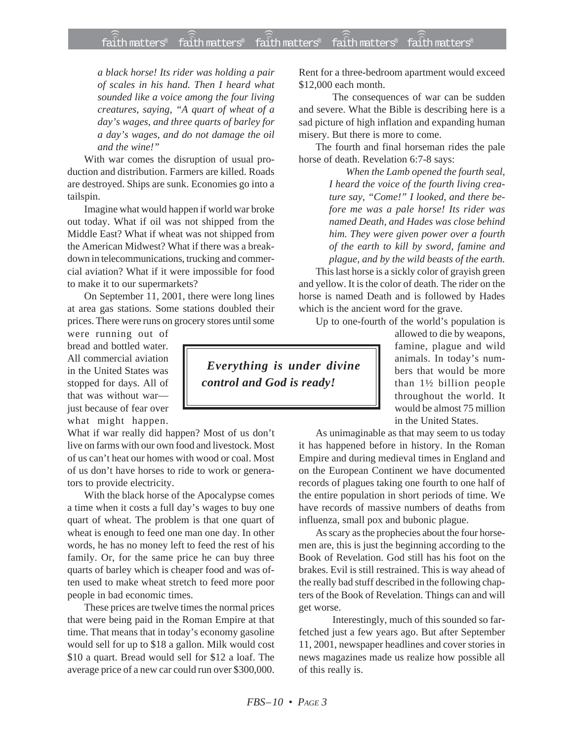*a black horse! Its rider was holding a pair of scales in his hand. Then I heard what sounded like a voice among the four living creatures, saying, "A quart of wheat of a day's wages, and three quarts of barley for a day's wages, and do not damage the oil and the wine!"*

With war comes the disruption of usual production and distribution. Farmers are killed. Roads are destroyed. Ships are sunk. Economies go into a tailspin.

Imagine what would happen if world war broke out today. What if oil was not shipped from the Middle East? What if wheat was not shipped from the American Midwest? What if there was a breakdown in telecommunications, trucking and commercial aviation? What if it were impossible for food to make it to our supermarkets?

On September 11, 2001, there were long lines at area gas stations. Some stations doubled their prices. There were runs on grocery stores until some were running out of bread and bottled water. All commercial aviation in the United States was stopped for days. All of that was without war—just because of fear over what might happen. What if war really did happen? Most of us don't live on farms with our own food and livestock. Most of us can't heat our homes with wood or coal. Most of us don't have horses to ride to work or generators to provide electricity.

With the black horse of the Apocalypse comes a time when it costs a full day's wages to buy one quart of wheat. The problem is that one quart of wheat is enough to feed one man one day. In other words, he has no money left to feed the rest of his family. Or, for the same price he can buy three quarts of barley which is cheaper food and was often used to make wheat stretch to feed more poor people in bad economic times.

These prices are twelve times the normal prices that were being paid in the Roman Empire at that time. That means that in today's economy gasoline would sell for up to $18 a gallon. Milk would cost $10 a quart. Bread would sell for $12 a loaf. The average price of a new car could run over $300,000. Rent for a three-bedroom apartment would exceed $12,000 each month.

The consequences of war can be sudden and severe. What the Bible is describing here is a sad picture of high inflation and expanding human misery. But there is more to come.

The fourth and final horseman rides the pale horse of death. Revelation 6:7-8 says:

> *When the Lamb opened the fourth seal, I heard the voice of the fourth living creature say, "Come!" I looked, and there before me was a pale horse! Its rider was named Death, and Hades was close behind him. They were given power over a fourth of the earth to kill by sword, famine and plague, and by the wild beasts of the earth.*

This last horse is a sickly color of grayish green and yellow. It is the color of death. The rider on the horse is named Death and is followed by Hades which is the ancient word for the grave.

> ***Everything is under divine control and God is ready!***

Up to one-fourth of the world's population is allowed to die by weapons, famine, plague and wild animals. In today's numbers that would be more than 1½ billion people throughout the world. It would be almost 75 million in the United States.

As unimaginable as that may seem to us today it has happened before in history. In the Roman Empire and during medieval times in England and on the European Continent we have documented records of plagues taking one fourth to one half of the entire population in short periods of time. We have records of massive numbers of deaths from influenza, small pox and bubonic plague.

As scary as the prophecies about the four horsemen are, this is just the beginning according to the Book of Revelation. God still has his foot on the brakes. Evil is still restrained. This is way ahead of the really bad stuff described in the following chapters of the Book of Revelation. Things can and will get worse.

Interestingly, much of this sounded so far-fetched just a few years ago. But after September 11, 2001, newspaper headlines and cover stories in news magazines made us realize how possible all of this really is.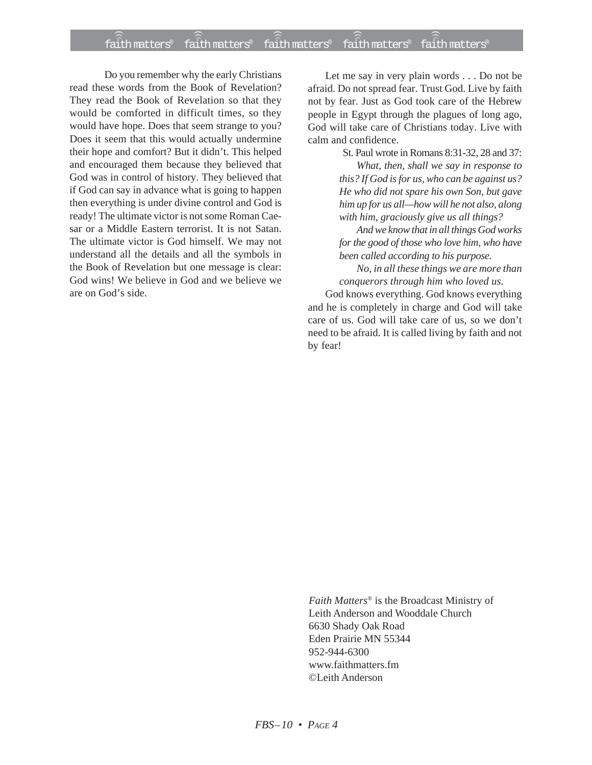Do you remember why the early Christians read these words from the Book of Revelation? They read the Book of Revelation so that they would be comforted in difficult times, so they would have hope. Does that seem strange to you? Does it seem that this would actually undermine their hope and comfort? But it didn't. This helped and encouraged them because they believed that God was in control of history. They believed that if God can say in advance what is going to happen then everything is under divine control and God is ready! The ultimate victor is not some Roman Caesar or a Middle Eastern terrorist. It is not Satan. The ultimate victor is God himself. We may not understand all the details and all the symbols in the Book of Revelation but one message is clear: God wins! We believe in God and we believe we are on God's side.

Let me say in very plain words . . . Do not be afraid. Do not spread fear. Trust God. Live by faith not by fear. Just as God took care of the Hebrew people in Egypt through the plagues of long ago, God will take care of Christians today. Live with calm and confidence.

St. Paul wrote in Romans 8:31-32, 28 and 37:

> *What, then, shall we say in response to this? If God is for us, who can be against us? He who did not spare his own Son, but gave him up for us all—how will he not also, along with him, graciously give us all things?*
>
> *And we know that in all things God works for the good of those who love him, who have been called according to his purpose.*
>
> *No, in all these things we are more than conquerors through him who loved us.*

God knows everything. God knows everything and he is completely in charge and God will take care of us. God will take care of us, so we don't need to be afraid. It is called living by faith and not by fear!

*Faith Matters*® is the Broadcast Ministry of
Leith Anderson and Wooddale Church
6630 Shady Oak Road
Eden Prairie MN 55344
952-944-6300
www.faithmatters.fm
©Leith Anderson